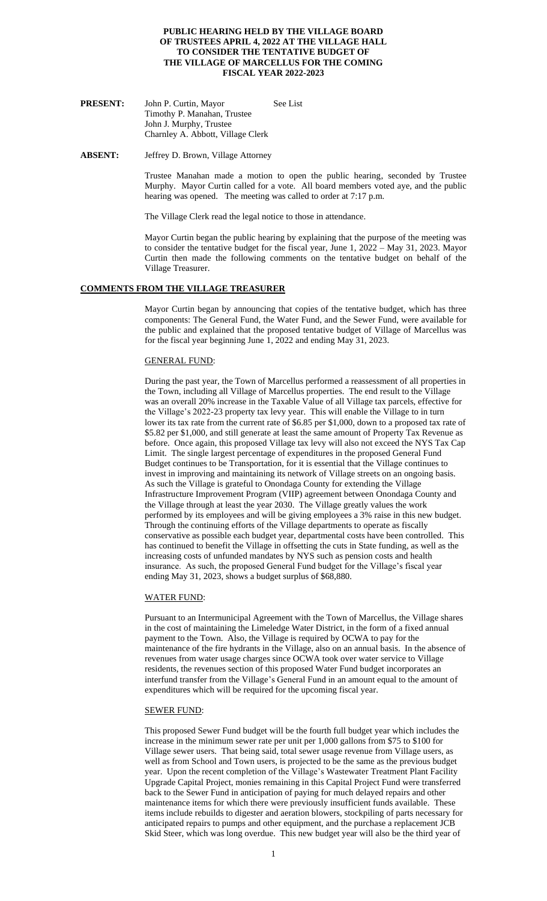**PUBLIC HEARING HELD BY THE VILLAGE BOARD OF TRUSTEES APRIL 4, 2022 AT THE VILLAGE HALL TO CONSIDER THE TENTATIVE BUDGET OF THE VILLAGE OF MARCELLUS FOR THE COMING FISCAL YEAR 2022-2023**

**PRESENT:** John P. Curtin, Mayor — See List
Timothy P. Manahan, Trustee
John J. Murphy, Trustee
Charnley A. Abbott, Village Clerk

**ABSENT:** Jeffrey D. Brown, Village Attorney

Trustee Manahan made a motion to open the public hearing, seconded by Trustee Murphy. Mayor Curtin called for a vote. All board members voted aye, and the public hearing was opened. The meeting was called to order at 7:17 p.m.

The Village Clerk read the legal notice to those in attendance.

Mayor Curtin began the public hearing by explaining that the purpose of the meeting was to consider the tentative budget for the fiscal year, June 1, 2022 – May 31, 2023. Mayor Curtin then made the following comments on the tentative budget on behalf of the Village Treasurer.

## COMMENTS FROM THE VILLAGE TREASURER

Mayor Curtin began by announcing that copies of the tentative budget, which has three components: The General Fund, the Water Fund, and the Sewer Fund, were available for the public and explained that the proposed tentative budget of Village of Marcellus was for the fiscal year beginning June 1, 2022 and ending May 31, 2023.

### GENERAL FUND:

During the past year, the Town of Marcellus performed a reassessment of all properties in the Town, including all Village of Marcellus properties. The end result to the Village was an overall 20% increase in the Taxable Value of all Village tax parcels, effective for the Village's 2022-23 property tax levy year. This will enable the Village to in turn lower its tax rate from the current rate of $6.85 per $1,000, down to a proposed tax rate of $5.82 per $1,000, and still generate at least the same amount of Property Tax Revenue as before. Once again, this proposed Village tax levy will also not exceed the NYS Tax Cap Limit. The single largest percentage of expenditures in the proposed General Fund Budget continues to be Transportation, for it is essential that the Village continues to invest in improving and maintaining its network of Village streets on an ongoing basis. As such the Village is grateful to Onondaga County for extending the Village Infrastructure Improvement Program (VIIP) agreement between Onondaga County and the Village through at least the year 2030. The Village greatly values the work performed by its employees and will be giving employees a 3% raise in this new budget. Through the continuing efforts of the Village departments to operate as fiscally conservative as possible each budget year, departmental costs have been controlled. This has continued to benefit the Village in offsetting the cuts in State funding, as well as the increasing costs of unfunded mandates by NYS such as pension costs and health insurance. As such, the proposed General Fund budget for the Village's fiscal year ending May 31, 2023, shows a budget surplus of $68,880.

### WATER FUND:

Pursuant to an Intermunicipal Agreement with the Town of Marcellus, the Village shares in the cost of maintaining the Limeledge Water District, in the form of a fixed annual payment to the Town. Also, the Village is required by OCWA to pay for the maintenance of the fire hydrants in the Village, also on an annual basis. In the absence of revenues from water usage charges since OCWA took over water service to Village residents, the revenues section of this proposed Water Fund budget incorporates an interfund transfer from the Village's General Fund in an amount equal to the amount of expenditures which will be required for the upcoming fiscal year.

### SEWER FUND:

This proposed Sewer Fund budget will be the fourth full budget year which includes the increase in the minimum sewer rate per unit per 1,000 gallons from $75 to $100 for Village sewer users. That being said, total sewer usage revenue from Village users, as well as from School and Town users, is projected to be the same as the previous budget year. Upon the recent completion of the Village's Wastewater Treatment Plant Facility Upgrade Capital Project, monies remaining in this Capital Project Fund were transferred back to the Sewer Fund in anticipation of paying for much delayed repairs and other maintenance items for which there were previously insufficient funds available. These items include rebuilds to digester and aeration blowers, stockpiling of parts necessary for anticipated repairs to pumps and other equipment, and the purchase a replacement JCB Skid Steer, which was long overdue. This new budget year will also be the third year of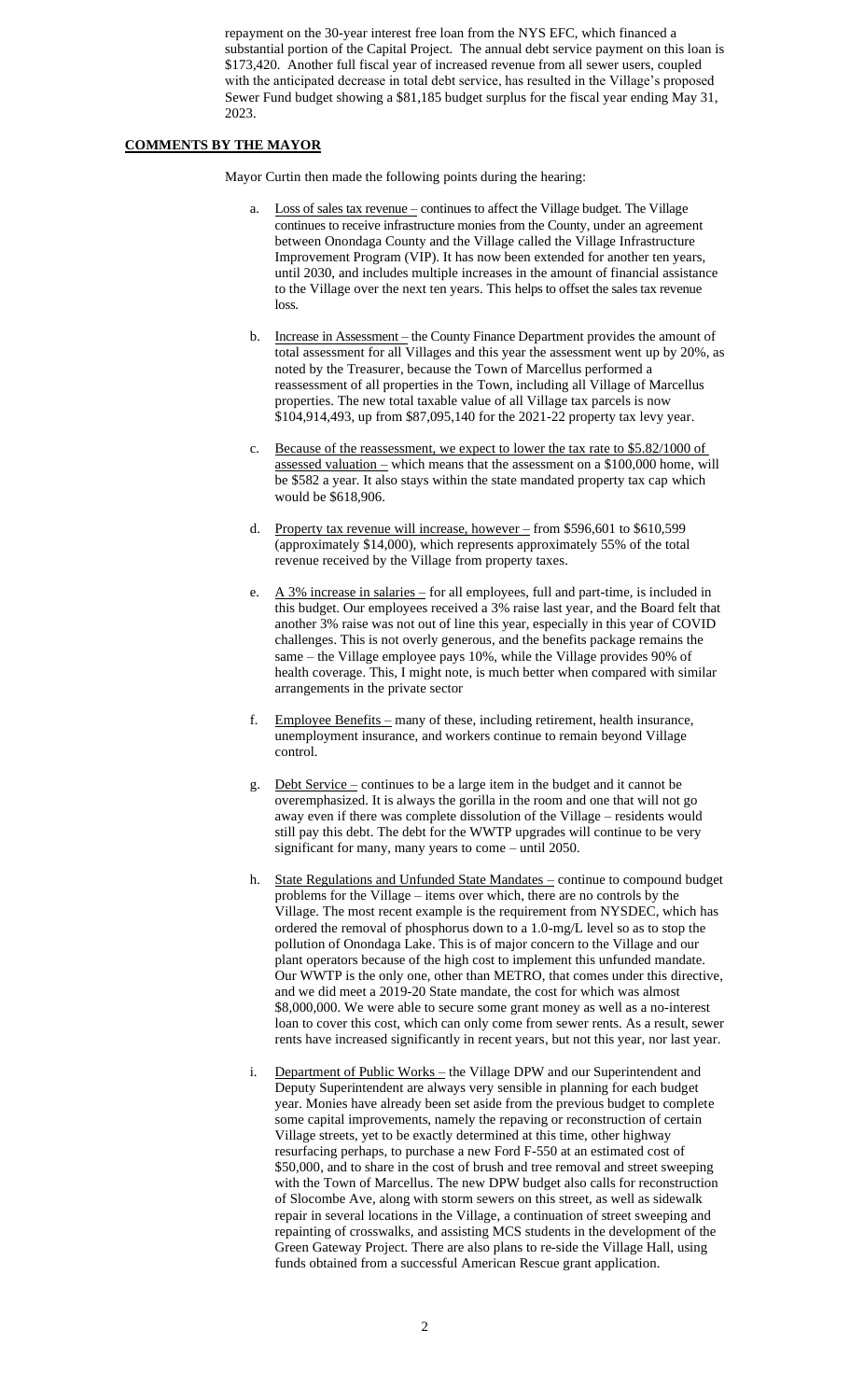repayment on the 30-year interest free loan from the NYS EFC, which financed a substantial portion of the Capital Project. The annual debt service payment on this loan is $173,420. Another full fiscal year of increased revenue from all sewer users, coupled with the anticipated decrease in total debt service, has resulted in the Village's proposed Sewer Fund budget showing a $81,185 budget surplus for the fiscal year ending May 31, 2023.

## COMMENTS BY THE MAYOR

Mayor Curtin then made the following points during the hearing:

a. Loss of sales tax revenue – continues to affect the Village budget. The Village continues to receive infrastructure monies from the County, under an agreement between Onondaga County and the Village called the Village Infrastructure Improvement Program (VIP). It has now been extended for another ten years, until 2030, and includes multiple increases in the amount of financial assistance to the Village over the next ten years. This helps to offset the sales tax revenue loss.

b. Increase in Assessment – the County Finance Department provides the amount of total assessment for all Villages and this year the assessment went up by 20%, as noted by the Treasurer, because the Town of Marcellus performed a reassessment of all properties in the Town, including all Village of Marcellus properties. The new total taxable value of all Village tax parcels is now $104,914,493, up from $87,095,140 for the 2021-22 property tax levy year.

c. Because of the reassessment, we expect to lower the tax rate to $5.82/1000 of assessed valuation – which means that the assessment on a $100,000 home, will be $582 a year. It also stays within the state mandated property tax cap which would be $618,906.

d. Property tax revenue will increase, however – from $596,601 to $610,599 (approximately $14,000), which represents approximately 55% of the total revenue received by the Village from property taxes.

e. A 3% increase in salaries – for all employees, full and part-time, is included in this budget. Our employees received a 3% raise last year, and the Board felt that another 3% raise was not out of line this year, especially in this year of COVID challenges. This is not overly generous, and the benefits package remains the same – the Village employee pays 10%, while the Village provides 90% of health coverage. This, I might note, is much better when compared with similar arrangements in the private sector

f. Employee Benefits – many of these, including retirement, health insurance, unemployment insurance, and workers continue to remain beyond Village control.

g. Debt Service – continues to be a large item in the budget and it cannot be overemphasized. It is always the gorilla in the room and one that will not go away even if there was complete dissolution of the Village – residents would still pay this debt. The debt for the WWTP upgrades will continue to be very significant for many, many years to come – until 2050.

h. State Regulations and Unfunded State Mandates – continue to compound budget problems for the Village – items over which, there are no controls by the Village. The most recent example is the requirement from NYSDEC, which has ordered the removal of phosphorus down to a 1.0-mg/L level so as to stop the pollution of Onondaga Lake. This is of major concern to the Village and our plant operators because of the high cost to implement this unfunded mandate. Our WWTP is the only one, other than METRO, that comes under this directive, and we did meet a 2019-20 State mandate, the cost for which was almost $8,000,000. We were able to secure some grant money as well as a no-interest loan to cover this cost, which can only come from sewer rents. As a result, sewer rents have increased significantly in recent years, but not this year, nor last year.

i. Department of Public Works – the Village DPW and our Superintendent and Deputy Superintendent are always very sensible in planning for each budget year. Monies have already been set aside from the previous budget to complete some capital improvements, namely the repaving or reconstruction of certain Village streets, yet to be exactly determined at this time, other highway resurfacing perhaps, to purchase a new Ford F-550 at an estimated cost of $50,000, and to share in the cost of brush and tree removal and street sweeping with the Town of Marcellus. The new DPW budget also calls for reconstruction of Slocombe Ave, along with storm sewers on this street, as well as sidewalk repair in several locations in the Village, a continuation of street sweeping and repainting of crosswalks, and assisting MCS students in the development of the Green Gateway Project. There are also plans to re-side the Village Hall, using funds obtained from a successful American Rescue grant application.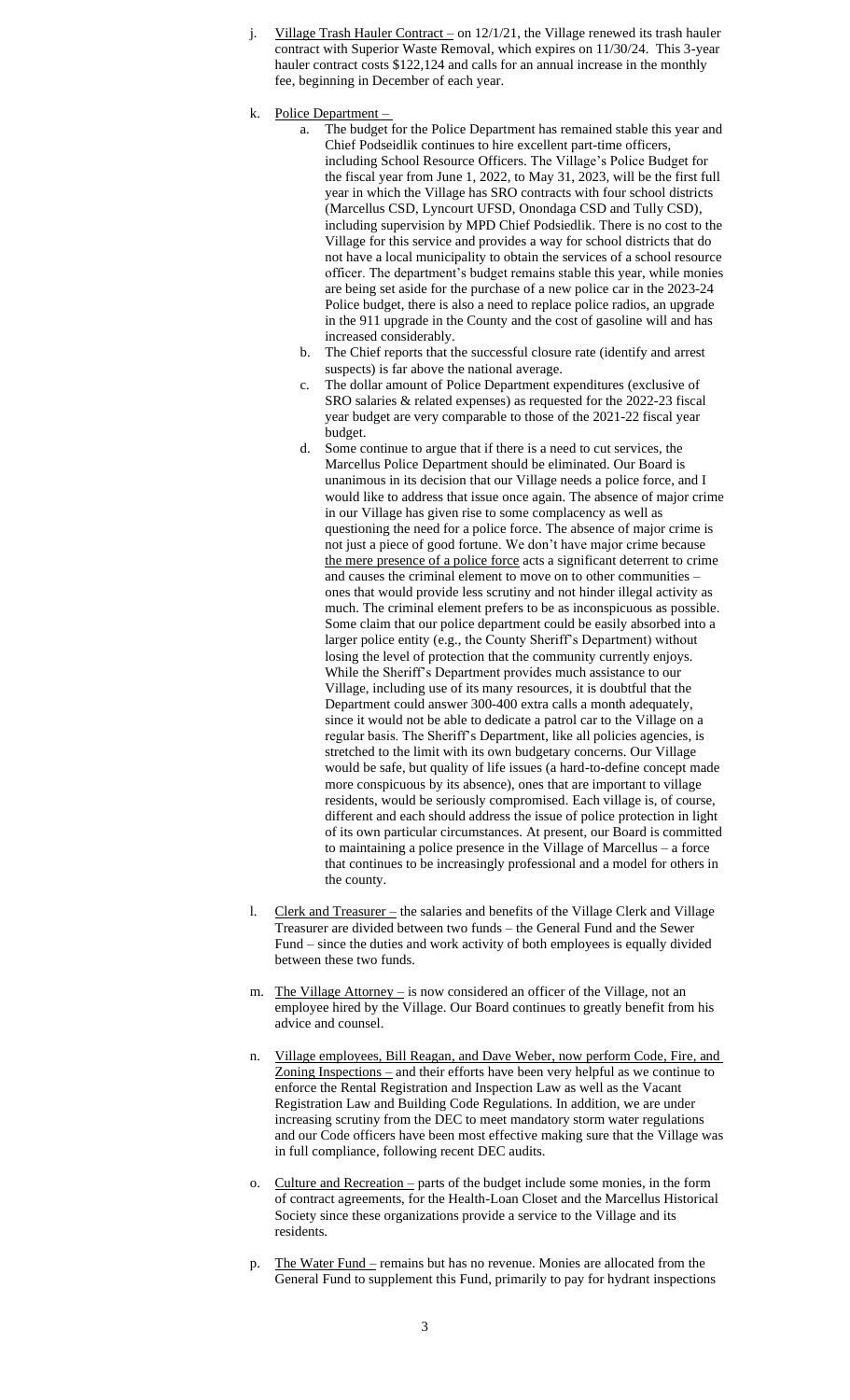j. Village Trash Hauler Contract – on 12/1/21, the Village renewed its trash hauler contract with Superior Waste Removal, which expires on 11/30/24. This 3-year hauler contract costs $122,124 and calls for an annual increase in the monthly fee, beginning in December of each year.

k. Police Department –

   a. The budget for the Police Department has remained stable this year and Chief Podseidlik continues to hire excellent part-time officers, including School Resource Officers. The Village's Police Budget for the fiscal year from June 1, 2022, to May 31, 2023, will be the first full year in which the Village has SRO contracts with four school districts (Marcellus CSD, Lyncourt UFSD, Onondaga CSD and Tully CSD), including supervision by MPD Chief Podsiedlik. There is no cost to the Village for this service and provides a way for school districts that do not have a local municipality to obtain the services of a school resource officer. The department's budget remains stable this year, while monies are being set aside for the purchase of a new police car in the 2023-24 Police budget, there is also a need to replace police radios, an upgrade in the 911 upgrade in the County and the cost of gasoline will and has increased considerably.

   b. The Chief reports that the successful closure rate (identify and arrest suspects) is far above the national average.

   c. The dollar amount of Police Department expenditures (exclusive of SRO salaries & related expenses) as requested for the 2022-23 fiscal year budget are very comparable to those of the 2021-22 fiscal year budget.

   d. Some continue to argue that if there is a need to cut services, the Marcellus Police Department should be eliminated. Our Board is unanimous in its decision that our Village needs a police force, and I would like to address that issue once again. The absence of major crime in our Village has given rise to some complacency as well as questioning the need for a police force. The absence of major crime is not just a piece of good fortune. We don't have major crime because the mere presence of a police force acts a significant deterrent to crime and causes the criminal element to move on to other communities – ones that would provide less scrutiny and not hinder illegal activity as much. The criminal element prefers to be as inconspicuous as possible. Some claim that our police department could be easily absorbed into a larger police entity (e.g., the County Sheriff's Department) without losing the level of protection that the community currently enjoys. While the Sheriff's Department provides much assistance to our Village, including use of its many resources, it is doubtful that the Department could answer 300-400 extra calls a month adequately, since it would not be able to dedicate a patrol car to the Village on a regular basis. The Sheriff's Department, like all policies agencies, is stretched to the limit with its own budgetary concerns. Our Village would be safe, but quality of life issues (a hard-to-define concept made more conspicuous by its absence), ones that are important to village residents, would be seriously compromised. Each village is, of course, different and each should address the issue of police protection in light of its own particular circumstances. At present, our Board is committed to maintaining a police presence in the Village of Marcellus – a force that continues to be increasingly professional and a model for others in the county.

l. Clerk and Treasurer – the salaries and benefits of the Village Clerk and Village Treasurer are divided between two funds – the General Fund and the Sewer Fund – since the duties and work activity of both employees is equally divided between these two funds.

m. The Village Attorney – is now considered an officer of the Village, not an employee hired by the Village. Our Board continues to greatly benefit from his advice and counsel.

n. Village employees, Bill Reagan, and Dave Weber, now perform Code, Fire, and Zoning Inspections – and their efforts have been very helpful as we continue to enforce the Rental Registration and Inspection Law as well as the Vacant Registration Law and Building Code Regulations. In addition, we are under increasing scrutiny from the DEC to meet mandatory storm water regulations and our Code officers have been most effective making sure that the Village was in full compliance, following recent DEC audits.

o. Culture and Recreation – parts of the budget include some monies, in the form of contract agreements, for the Health-Loan Closet and the Marcellus Historical Society since these organizations provide a service to the Village and its residents.

p. The Water Fund – remains but has no revenue. Monies are allocated from the General Fund to supplement this Fund, primarily to pay for hydrant inspections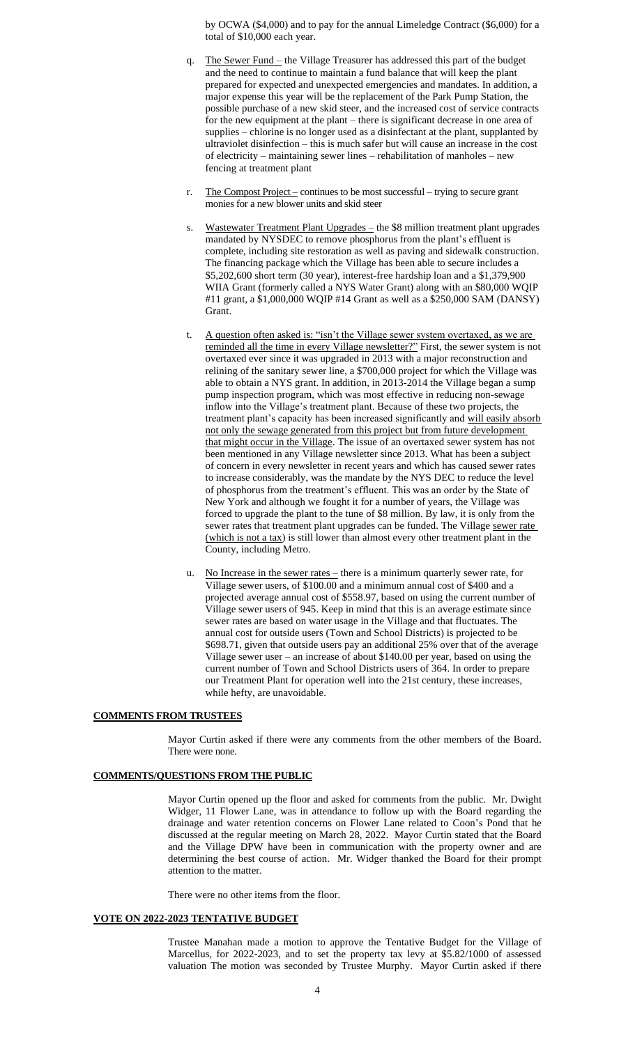by OCWA ($4,000) and to pay for the annual Limeledge Contract ($6,000) for a total of $10,000 each year.

q. The Sewer Fund – the Village Treasurer has addressed this part of the budget and the need to continue to maintain a fund balance that will keep the plant prepared for expected and unexpected emergencies and mandates. In addition, a major expense this year will be the replacement of the Park Pump Station, the possible purchase of a new skid steer, and the increased cost of service contracts for the new equipment at the plant – there is significant decrease in one area of supplies – chlorine is no longer used as a disinfectant at the plant, supplanted by ultraviolet disinfection – this is much safer but will cause an increase in the cost of electricity – maintaining sewer lines – rehabilitation of manholes – new fencing at treatment plant

r. The Compost Project – continues to be most successful – trying to secure grant monies for a new blower units and skid steer

s. Wastewater Treatment Plant Upgrades – the $8 million treatment plant upgrades mandated by NYSDEC to remove phosphorus from the plant's effluent is complete, including site restoration as well as paving and sidewalk construction. The financing package which the Village has been able to secure includes a $5,202,600 short term (30 year), interest-free hardship loan and a $1,379,900 WIIA Grant (formerly called a NYS Water Grant) along with an $80,000 WQIP #11 grant, a $1,000,000 WQIP #14 Grant as well as a $250,000 SAM (DANSY) Grant.

t. A question often asked is: "isn't the Village sewer system overtaxed, as we are reminded all the time in every Village newsletter?" First, the sewer system is not overtaxed ever since it was upgraded in 2013 with a major reconstruction and relining of the sanitary sewer line, a $700,000 project for which the Village was able to obtain a NYS grant. In addition, in 2013-2014 the Village began a sump pump inspection program, which was most effective in reducing non-sewage inflow into the Village's treatment plant. Because of these two projects, the treatment plant's capacity has been increased significantly and will easily absorb not only the sewage generated from this project but from future development that might occur in the Village. The issue of an overtaxed sewer system has not been mentioned in any Village newsletter since 2013. What has been a subject of concern in every newsletter in recent years and which has caused sewer rates to increase considerably, was the mandate by the NYS DEC to reduce the level of phosphorus from the treatment's effluent. This was an order by the State of New York and although we fought it for a number of years, the Village was forced to upgrade the plant to the tune of $8 million. By law, it is only from the sewer rates that treatment plant upgrades can be funded. The Village sewer rate (which is not a tax) is still lower than almost every other treatment plant in the County, including Metro.

u. No Increase in the sewer rates – there is a minimum quarterly sewer rate, for Village sewer users, of $100.00 and a minimum annual cost of $400 and a projected average annual cost of $558.97, based on using the current number of Village sewer users of 945. Keep in mind that this is an average estimate since sewer rates are based on water usage in the Village and that fluctuates. The annual cost for outside users (Town and School Districts) is projected to be $698.71, given that outside users pay an additional 25% over that of the average Village sewer user – an increase of about $140.00 per year, based on using the current number of Town and School Districts users of 364. In order to prepare our Treatment Plant for operation well into the 21st century, these increases, while hefty, are unavoidable.

## COMMENTS FROM TRUSTEES

Mayor Curtin asked if there were any comments from the other members of the Board. There were none.

## COMMENTS/QUESTIONS FROM THE PUBLIC

Mayor Curtin opened up the floor and asked for comments from the public. Mr. Dwight Widger, 11 Flower Lane, was in attendance to follow up with the Board regarding the drainage and water retention concerns on Flower Lane related to Coon's Pond that he discussed at the regular meeting on March 28, 2022. Mayor Curtin stated that the Board and the Village DPW have been in communication with the property owner and are determining the best course of action. Mr. Widger thanked the Board for their prompt attention to the matter.

There were no other items from the floor.

## VOTE ON 2022-2023 TENTATIVE BUDGET

Trustee Manahan made a motion to approve the Tentative Budget for the Village of Marcellus, for 2022-2023, and to set the property tax levy at $5.82/1000 of assessed valuation The motion was seconded by Trustee Murphy. Mayor Curtin asked if there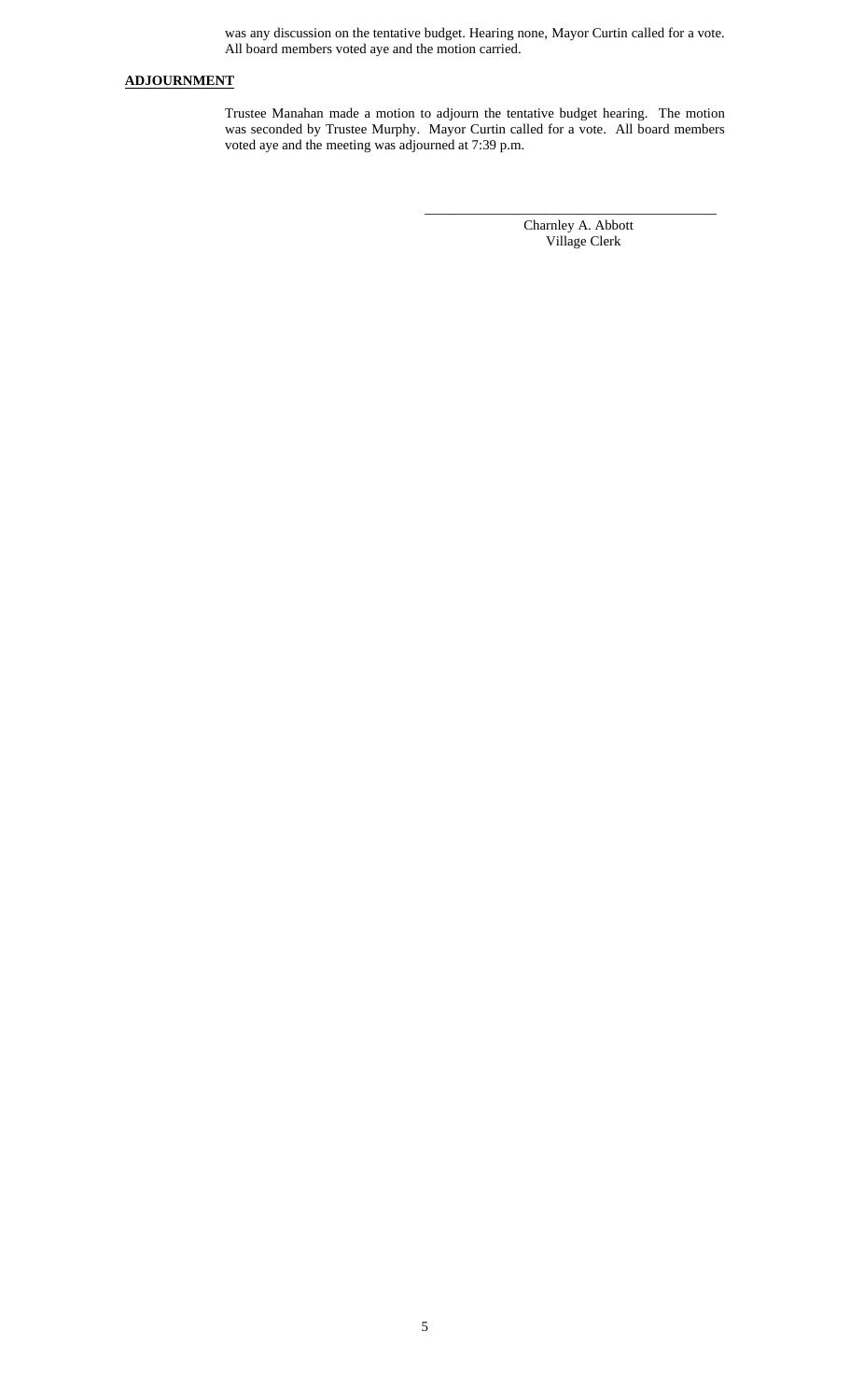was any discussion on the tentative budget. Hearing none, Mayor Curtin called for a vote. All board members voted aye and the motion carried.

**ADJOURNMENT**

Trustee Manahan made a motion to adjourn the tentative budget hearing. The motion was seconded by Trustee Murphy. Mayor Curtin called for a vote. All board members voted aye and the meeting was adjourned at 7:39 p.m.

\_\_\_\_\_\_\_\_\_\_\_\_\_\_\_\_\_\_\_\_\_\_\_\_\_\_\_\_\_\_\_\_\_\_\_\_\_\_\_\_

Charnley A. Abbott
Village Clerk